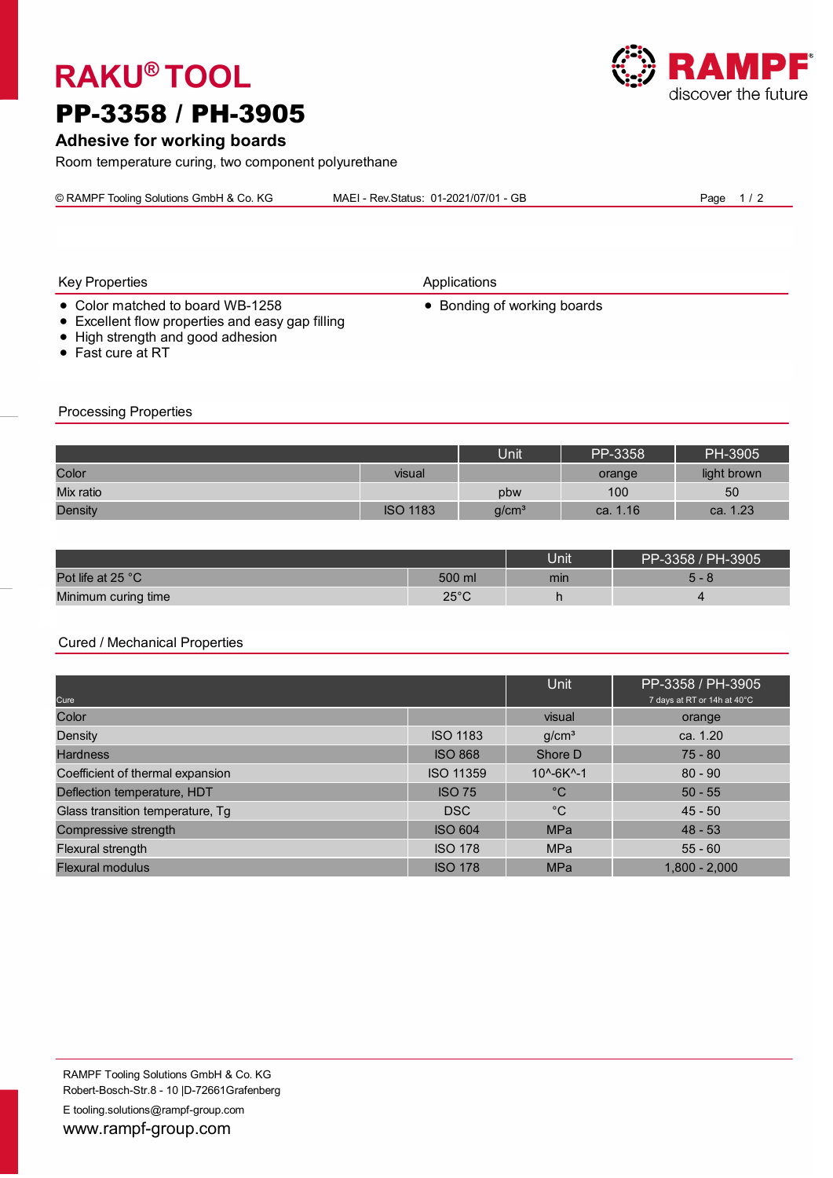# RAKU® TOOL

# PP-3358 / PH-3905

## Adhesive for working boards

Room temperature curing, two component polyurethane

© RAMPF Tooling Solutions GmbH & Co. KG MAEI - Rev.Status: 01-2021/07/01 - GB

### Key Properties

- Color matched to board WB-1258
- Excellent flow properties and easy gap filling
- High strength and good adhesion
- Fast cure at RT

### Applications

- Bonding of working boards

### Processing Properties

| | | Unit | PP-3358 | PH-3905 |
|---|---|---|---|---|
| Color | visual | | orange | light brown |
| Mix ratio | | pbw | 100 | 50 |
| Density | ISO 1183 | g/cm³ | ca. 1.16 | ca. 1.23 |

| | | Unit | PP-3358 / PH-3905 |
|---|---|---|---|
| Pot life at 25 °C | 500 ml | min | 5 - 8 |
| Minimum curing time | 25°C | h | 4 |

### Cured / Mechanical Properties

| Cure | | Unit | PP-3358 / PH-3905 7 days at RT or 14h at 40°C |
|---|---|---|---|
| Color | | visual | orange |
| Density | ISO 1183 | g/cm³ | ca. 1.20 |
| Hardness | ISO 868 | Shore D | 75 - 80 |
| Coefficient of thermal expansion | ISO 11359 | 10^-6K^-1 | 80 - 90 |
| Deflection temperature, HDT | ISO 75 | °C | 50 - 55 |
| Glass transition temperature, Tg | DSC | °C | 45 - 50 |
| Compressive strength | ISO 604 | MPa | 48 - 53 |
| Flexural strength | ISO 178 | MPa | 55 - 60 |
| Flexural modulus | ISO 178 | MPa | 1,800 - 2,000 |

RAMPF Tooling Solutions GmbH & Co. KG
Robert-Bosch-Str.8 - 10 |D-72661Grafenberg

E tooling.solutions@rampf-group.com

www.rampf-group.com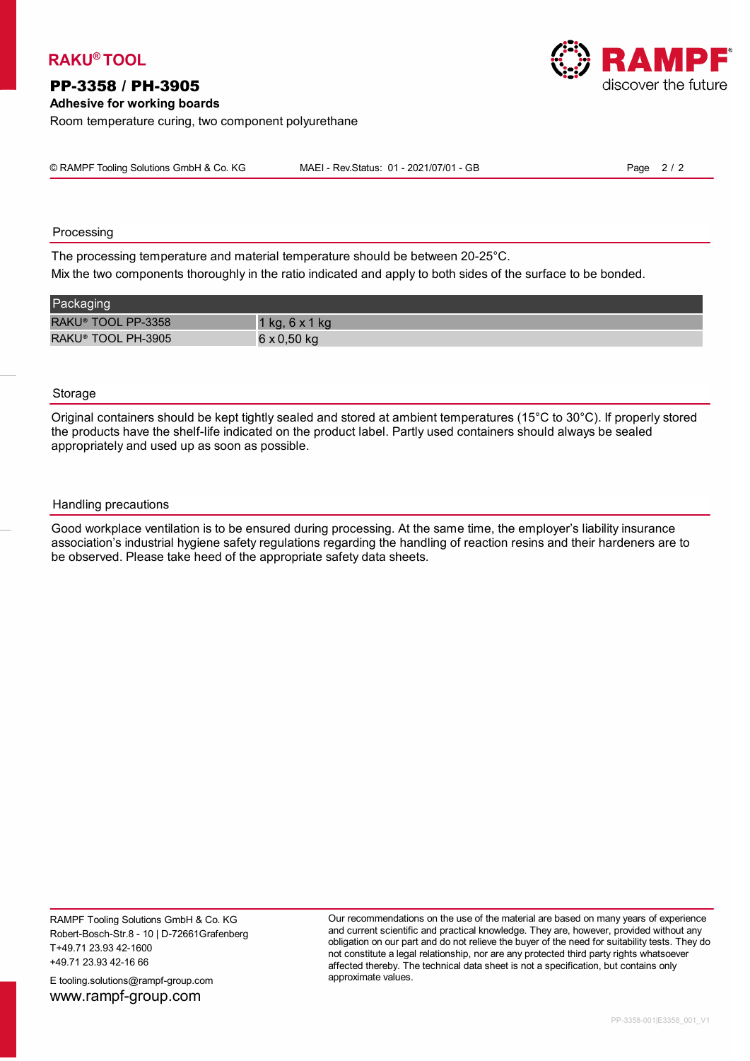## Processing

The processing temperature and material temperature should be between 20-25°C.
Mix the two components thoroughly in the ratio indicated and apply to both sides of the surface to be bonded.

| Packaging | |
|---|---|
| RAKU® TOOL PP-3358 | 1 kg, 6 x 1 kg |
| RAKU® TOOL PH-3905 | 6 x 0,50 kg |

## Storage

Original containers should be kept tightly sealed and stored at ambient temperatures (15°C to 30°C). If properly stored the products have the shelf-life indicated on the product label. Partly used containers should always be sealed appropriately and used up as soon as possible.

## Handling precautions

Good workplace ventilation is to be ensured during processing. At the same time, the employer's liability insurance association's industrial hygiene safety regulations regarding the handling of reaction resins and their hardeners are to be observed. Please take heed of the appropriate safety data sheets.

RAMPF Tooling Solutions GmbH & Co. KG
Robert-Bosch-Str.8 - 10 | D-72661Grafenberg
T+49.71 23.93 42-1600
+49.71 23.93 42-16 66

E tooling.solutions@rampf-group.com
www.rampf-group.com

Our recommendations on the use of the material are based on many years of experience and current scientific and practical knowledge. They are, however, provided without any obligation on our part and do not relieve the buyer of the need for suitability tests. They do not constitute a legal relationship, nor are any protected third party rights whatsoever affected thereby. The technical data sheet is not a specification, but contains only approximate values.

PP-3358-001|E3358_001_V1